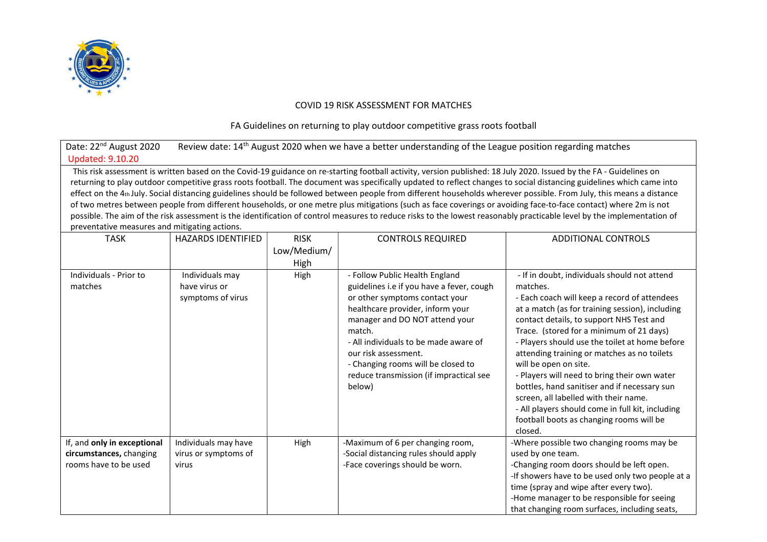COVID 19 RISK ASSESSMENT FOR MATCHES

FA Guidelines on returning to play outdoor competitive grass roots football

| | |
|---|---|
| Date: 22nd August 2020 Review date: 14th August 2020 when we have a better understanding of the League position regarding matches<br>Updated: 9.10.20 | |

This risk assessment is written based on the Covid-19 guidance on re-starting football activity, version published: 18 July 2020. Issued by the FA - Guidelines on returning to play outdoor competitive grass roots football. The document was specifically updated to reflect changes to social distancing guidelines which came into effect on the 4th July. Social distancing guidelines should be followed between people from different households wherever possible. From July, this means a distance of two metres between people from different households, or one metre plus mitigations (such as face coverings or avoiding face-to-face contact) where 2m is not possible. The aim of the risk assessment is the identification of control measures to reduce risks to the lowest reasonably practicable level by the implementation of preventative measures and mitigating actions.

| TASK | HAZARDS IDENTIFIED | RISK Low/Medium/ High | CONTROLS REQUIRED | ADDITIONAL CONTROLS |
|---|---|---|---|---|
| Individuals - Prior to matches | Individuals may have virus or symptoms of virus | High | - Follow Public Health England guidelines i.e if you have a fever, cough or other symptoms contact your healthcare provider, inform your manager and DO NOT attend your match.<br>- All individuals to be made aware of our risk assessment.<br>- Changing rooms will be closed to reduce transmission (if impractical see below) | - If in doubt, individuals should not attend matches.<br>- Each coach will keep a record of attendees at a match (as for training session), including contact details, to support NHS Test and Trace. (stored for a minimum of 21 days)<br>- Players should use the toilet at home before attending training or matches as no toilets will be open on site.<br>- Players will need to bring their own water bottles, hand sanitiser and if necessary sun screen, all labelled with their name.<br>- All players should come in full kit, including football boots as changing rooms will be closed. |
| If, and **only in exceptional circumstances,** changing rooms have to be used | Individuals may have virus or symptoms of virus | High | -Maximum of 6 per changing room,<br>-Social distancing rules should apply<br>-Face coverings should be worn. | -Where possible two changing rooms may be used by one team.<br>-Changing room doors should be left open.<br>-If showers have to be used only two people at a time (spray and wipe after every two).<br>-Home manager to be responsible for seeing that changing room surfaces, including seats, |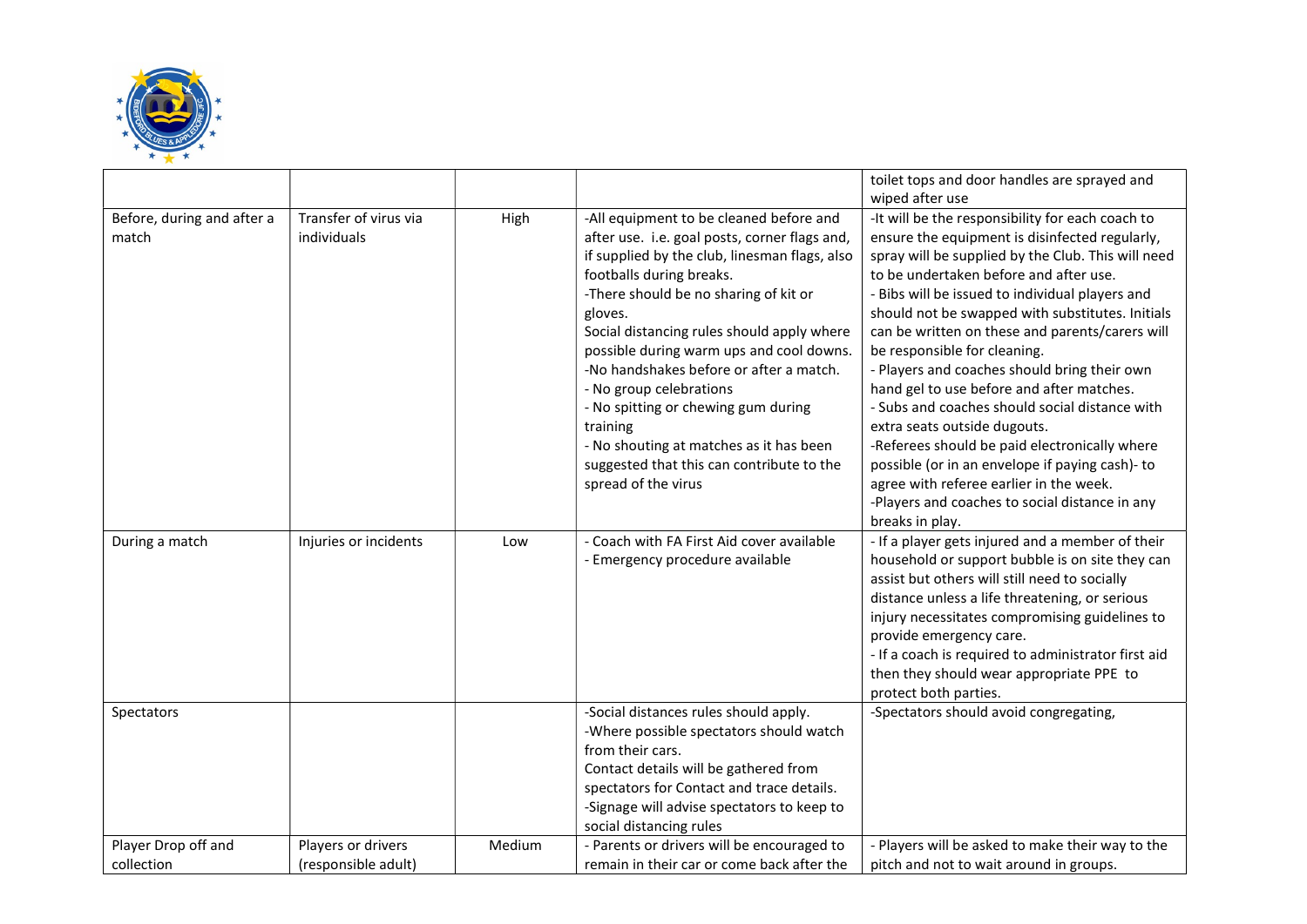|  |  |  |  | toilet tops and door handles are sprayed and wiped after use |
|---|---|---|---|---|
| Before, during and after a match | Transfer of virus via individuals | High | -All equipment to be cleaned before and after use. i.e. goal posts, corner flags and, if supplied by the club, linesman flags, also footballs during breaks.<br>-There should be no sharing of kit or gloves.<br>Social distancing rules should apply where possible during warm ups and cool downs.<br>-No handshakes before or after a match.<br>- No group celebrations<br>- No spitting or chewing gum during training<br>- No shouting at matches as it has been suggested that this can contribute to the spread of the virus | -It will be the responsibility for each coach to ensure the equipment is disinfected regularly, spray will be supplied by the Club. This will need to be undertaken before and after use.<br>- Bibs will be issued to individual players and should not be swapped with substitutes. Initials can be written on these and parents/carers will be responsible for cleaning.<br>- Players and coaches should bring their own hand gel to use before and after matches.<br>- Subs and coaches should social distance with extra seats outside dugouts.<br>-Referees should be paid electronically where possible (or in an envelope if paying cash)- to agree with referee earlier in the week.<br>-Players and coaches to social distance in any breaks in play. |
| During a match | Injuries or incidents | Low | - Coach with FA First Aid cover available<br>- Emergency procedure available | - If a player gets injured and a member of their household or support bubble is on site they can assist but others will still need to socially distance unless a life threatening, or serious injury necessitates compromising guidelines to provide emergency care.<br>- If a coach is required to administrator first aid then they should wear appropriate PPE to protect both parties. |
| Spectators |  |  | -Social distances rules should apply.<br>-Where possible spectators should watch from their cars.<br>Contact details will be gathered from spectators for Contact and trace details.<br>-Signage will advise spectators to keep to social distancing rules | -Spectators should avoid congregating, |
| Player Drop off and collection | Players or drivers (responsible adult) | Medium | - Parents or drivers will be encouraged to remain in their car or come back after the | - Players will be asked to make their way to the pitch and not to wait around in groups. |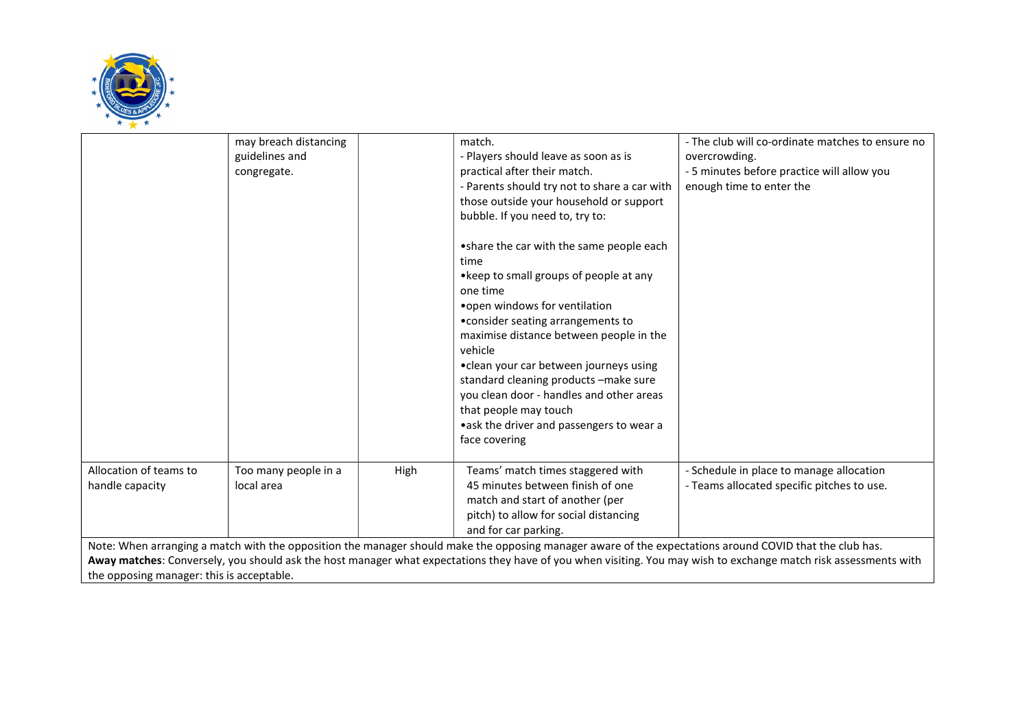| | | | | |
|---|---|---|---|---|
| | may breach distancing guidelines and congregate. | | match.<br>- Players should leave as soon as is practical after their match.<br>- Parents should try not to share a car with those outside your household or support bubble. If you need to, try to:<br><br>•share the car with the same people each time<br>•keep to small groups of people at any one time<br>•open windows for ventilation<br>•consider seating arrangements to maximise distance between people in the vehicle<br>•clean your car between journeys using standard cleaning products –make sure you clean door - handles and other areas that people may touch<br>•ask the driver and passengers to wear a face covering | - The club will co-ordinate matches to ensure no overcrowding.<br>- 5 minutes before practice will allow you enough time to enter the |
| Allocation of teams to handle capacity | Too many people in a local area | High | Teams' match times staggered with 45 minutes between finish of one match and start of another (per pitch) to allow for social distancing and for car parking. | - Schedule in place to manage allocation<br>- Teams allocated specific pitches to use. |

Note: When arranging a match with the opposition the manager should make the opposing manager aware of the expectations around COVID that the club has.
**Away matches**: Conversely, you should ask the host manager what expectations they have of you when visiting. You may wish to exchange match risk assessments with the opposing manager: this is acceptable.